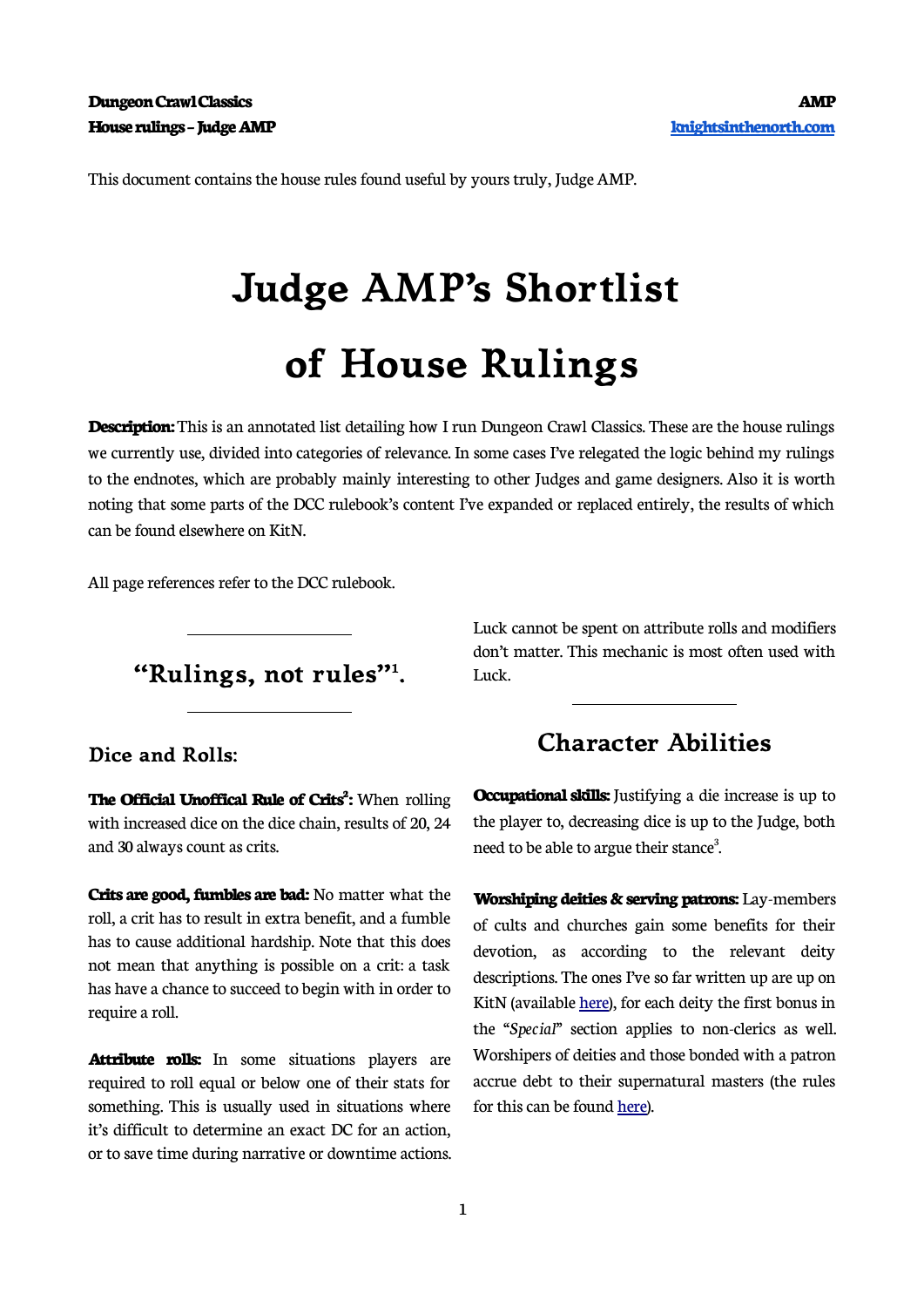**Dungeon Crawl Classics**
**House rulings – Judge AMP**

**AMP**
**knightsinthenorth.com**

This document contains the house rules found useful by yours truly, Judge AMP.

# Judge AMP's Shortlist of House Rulings

**Description:** This is an annotated list detailing how I run Dungeon Crawl Classics. These are the house rulings we currently use, divided into categories of relevance. In some cases I've relegated the logic behind my rulings to the endnotes, which are probably mainly interesting to other Judges and game designers. Also it is worth noting that some parts of the DCC rulebook's content I've expanded or replaced entirely, the results of which can be found elsewhere on KitN.

All page references refer to the DCC rulebook.

---

## "Rulings, not rules"[1].

---

### Dice and Rolls:

**The Official Unoffical Rule of Crits[2]:** When rolling with increased dice on the dice chain, results of 20, 24 and 30 always count as crits.

**Crits are good, fumbles are bad:** No matter what the roll, a crit has to result in extra benefit, and a fumble has to cause additional hardship. Note that this does not mean that anything is possible on a crit: a task has have a chance to succeed to begin with in order to require a roll.

**Attribute rolls:** In some situations players are required to roll equal or below one of their stats for something. This is usually used in situations where it's difficult to determine an exact DC for an action, or to save time during narrative or downtime actions. Luck cannot be spent on attribute rolls and modifiers don't matter. This mechanic is most often used with Luck.

---

## Character Abilities

**Occupational skills:** Justifying a die increase is up to the player to, decreasing dice is up to the Judge, both need to be able to argue their stance[3].

**Worshiping deities & serving patrons:** Lay-members of cults and churches gain some benefits for their devotion, as according to the relevant deity descriptions. The ones I've so far written up are up on KitN (available here), for each deity the first bonus in the "*Special*" section applies to non-clerics as well. Worshipers of deities and those bonded with a patron accrue debt to their supernatural masters (the rules for this can be found here).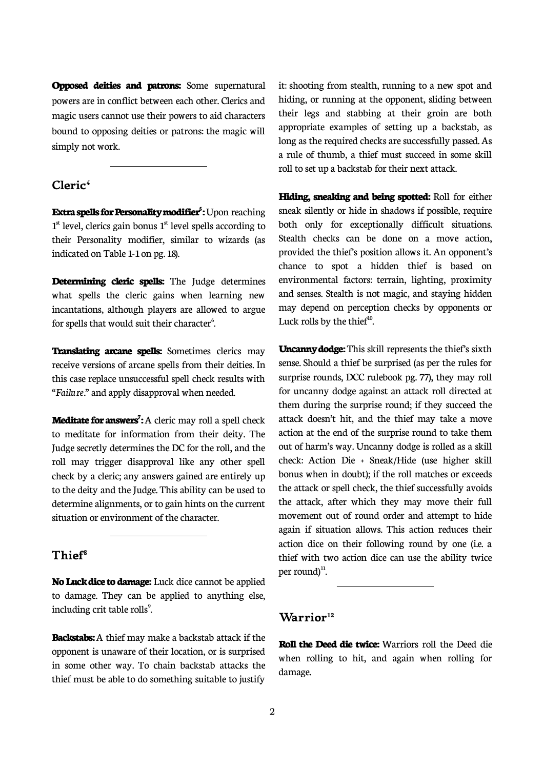**Opposed deities and patrons:** Some supernatural powers are in conflict between each other. Clerics and magic users cannot use their powers to aid characters bound to opposing deities or patrons: the magic will simply not work.

---

## Cleric[4]

**Extra spells for Personality modifier[5]:** Upon reaching 1st level, clerics gain bonus 1st level spells according to their Personality modifier, similar to wizards (as indicated on Table 1-1 on pg. 18).

**Determining cleric spells:** The Judge determines what spells the cleric gains when learning new incantations, although players are allowed to argue for spells that would suit their character[6].

**Translating arcane spells:** Sometimes clerics may receive versions of arcane spells from their deities. In this case replace unsuccessful spell check results with "*Failure*." and apply disapproval when needed.

**Meditate for answers[7]:** A cleric may roll a spell check to meditate for information from their deity. The Judge secretly determines the DC for the roll, and the roll may trigger disapproval like any other spell check by a cleric; any answers gained are entirely up to the deity and the Judge. This ability can be used to determine alignments, or to gain hints on the current situation or environment of the character.

---

## Thief[8]

**No Luck dice to damage:** Luck dice cannot be applied to damage. They can be applied to anything else, including crit table rolls[9].

**Backstabs:** A thief may make a backstab attack if the opponent is unaware of their location, or is surprised in some other way. To chain backstab attacks the thief must be able to do something suitable to justify it: shooting from stealth, running to a new spot and hiding, or running at the opponent, sliding between their legs and stabbing at their groin are both appropriate examples of setting up a backstab, as long as the required checks are successfully passed. As a rule of thumb, a thief must succeed in some skill roll to set up a backstab for their next attack.

**Hiding, sneaking and being spotted:** Roll for either sneak silently or hide in shadows if possible, require both only for exceptionally difficult situations. Stealth checks can be done on a move action, provided the thief's position allows it. An opponent's chance to spot a hidden thief is based on environmental factors: terrain, lighting, proximity and senses. Stealth is not magic, and staying hidden may depend on perception checks by opponents or Luck rolls by the thief[10].

**Uncanny dodge:** This skill represents the thief's sixth sense. Should a thief be surprised (as per the rules for surprise rounds, DCC rulebook pg. 77), they may roll for uncanny dodge against an attack roll directed at them during the surprise round; if they succeed the attack doesn't hit, and the thief may take a move action at the end of the surprise round to take them out of harm's way. Uncanny dodge is rolled as a skill check: Action Die + Sneak/Hide (use higher skill bonus when in doubt); if the roll matches or exceeds the attack or spell check, the thief successfully avoids the attack, after which they may move their full movement out of round order and attempt to hide again if situation allows. This action reduces their action dice on their following round by one (i.e. a thief with two action dice can use the ability twice per round)[11].

---

## Warrior[12]

**Roll the Deed die twice:** Warriors roll the Deed die when rolling to hit, and again when rolling for damage.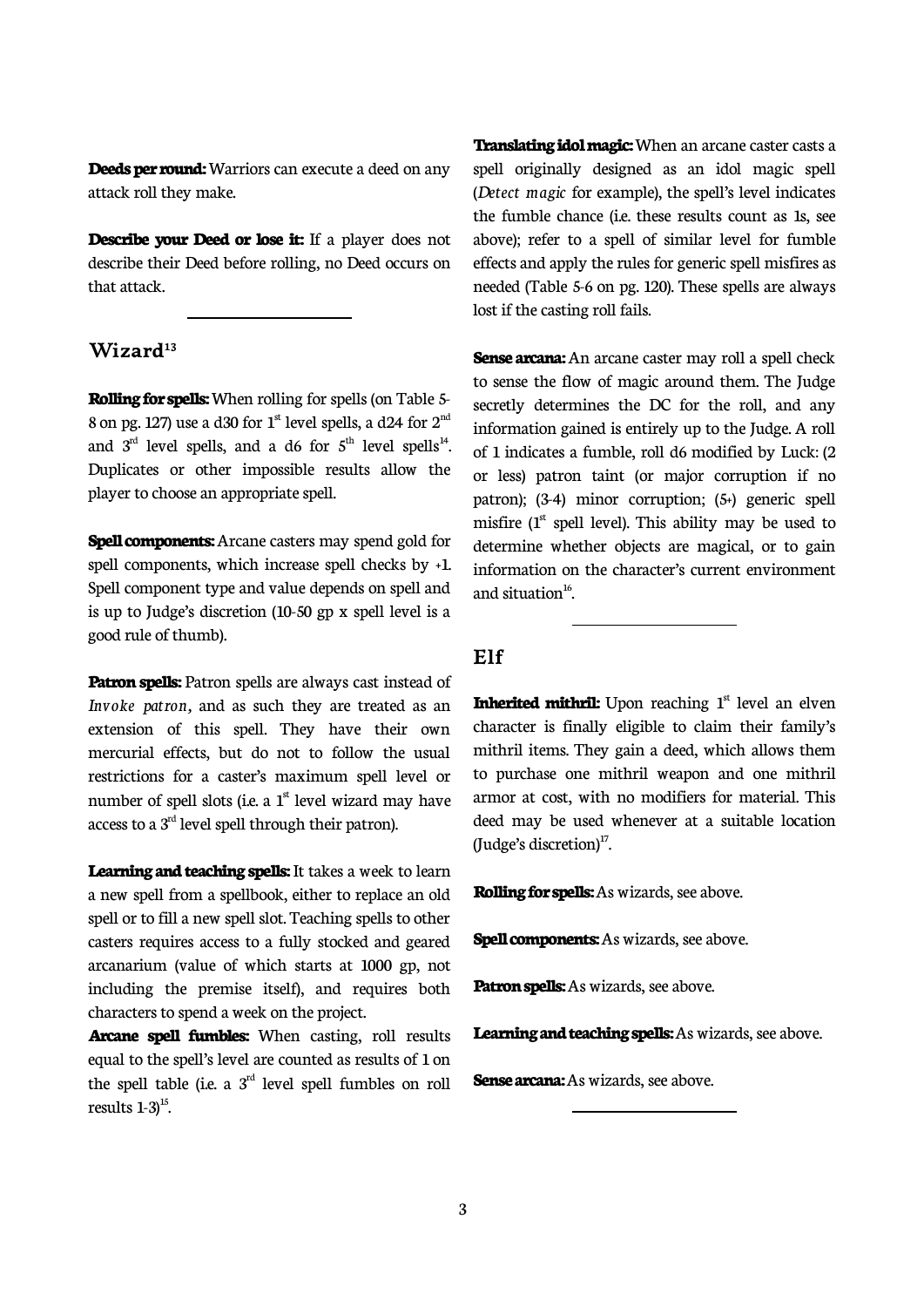**Deeds per round:** Warriors can execute a deed on any attack roll they make.

**Describe your Deed or lose it:** If a player does not describe their Deed before rolling, no Deed occurs on that attack.

---

## Wizard[13]

**Rolling for spells:** When rolling for spells (on Table 5-8 on pg. 127) use a d30 for 1st level spells, a d24 for 2nd and 3rd level spells, and a d6 for 5th level spells[14]. Duplicates or other impossible results allow the player to choose an appropriate spell.

**Spell components:** Arcane casters may spend gold for spell components, which increase spell checks by +1. Spell component type and value depends on spell and is up to Judge's discretion (10-50 gp x spell level is a good rule of thumb).

**Patron spells:** Patron spells are always cast instead of *Invoke patron*, and as such they are treated as an extension of this spell. They have their own mercurial effects, but do not to follow the usual restrictions for a caster's maximum spell level or number of spell slots (i.e. a 1st level wizard may have access to a 3rd level spell through their patron).

**Learning and teaching spells:** It takes a week to learn a new spell from a spellbook, either to replace an old spell or to fill a new spell slot. Teaching spells to other casters requires access to a fully stocked and geared arcanarium (value of which starts at 1000 gp, not including the premise itself), and requires both characters to spend a week on the project.

**Arcane spell fumbles:** When casting, roll results equal to the spell's level are counted as results of 1 on the spell table (i.e. a 3rd level spell fumbles on roll results 1-3)[15].

**Translating idol magic:** When an arcane caster casts a spell originally designed as an idol magic spell (*Detect magic* for example), the spell's level indicates the fumble chance (i.e. these results count as 1s, see above); refer to a spell of similar level for fumble effects and apply the rules for generic spell misfires as needed (Table 5-6 on pg. 120). These spells are always lost if the casting roll fails.

**Sense arcana:** An arcane caster may roll a spell check to sense the flow of magic around them. The Judge secretly determines the DC for the roll, and any information gained is entirely up to the Judge. A roll of 1 indicates a fumble, roll d6 modified by Luck: (2 or less) patron taint (or major corruption if no patron); (3-4) minor corruption; (5+) generic spell misfire (1st spell level). This ability may be used to determine whether objects are magical, or to gain information on the character's current environment and situation[16].

---

## Elf

**Inherited mithril:** Upon reaching 1st level an elven character is finally eligible to claim their family's mithril items. They gain a deed, which allows them to purchase one mithril weapon and one mithril armor at cost, with no modifiers for material. This deed may be used whenever at a suitable location (Judge's discretion)[17].

**Rolling for spells:** As wizards, see above.

**Spell components:** As wizards, see above.

**Patron spells:** As wizards, see above.

**Learning and teaching spells:** As wizards, see above.

**Sense arcana:** As wizards, see above.

---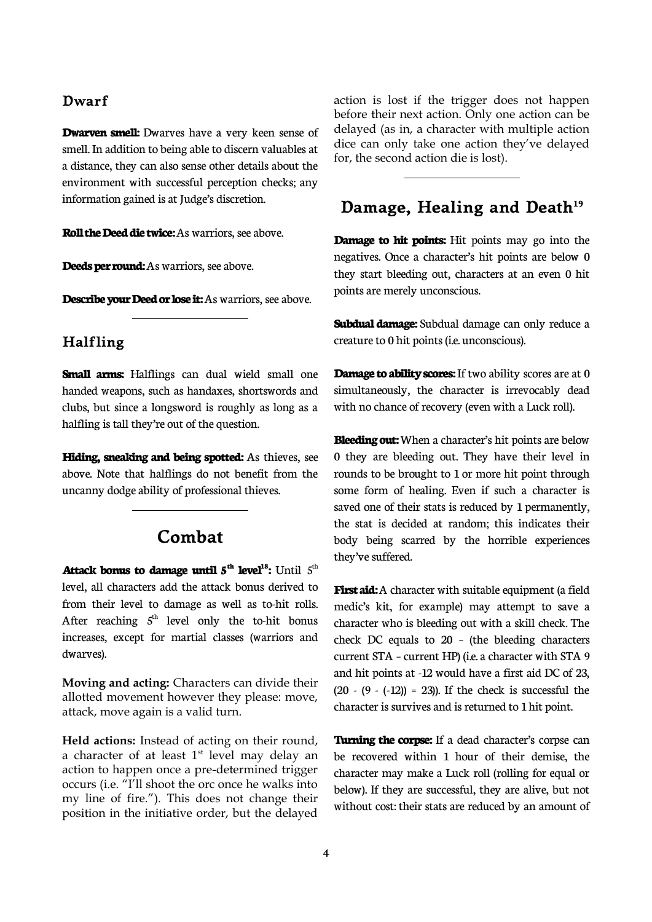### Dwarf

**Dwarven smell:** Dwarves have a very keen sense of smell. In addition to being able to discern valuables at a distance, they can also sense other details about the environment with successful perception checks; any information gained is at Judge's discretion.

**Roll the Deed die twice:** As warriors, see above.

**Deeds per round:** As warriors, see above.

**Describe your Deed or lose it:** As warriors, see above.

### Halfling

**Small arms:** Halflings can dual wield small one handed weapons, such as handaxes, shortswords and clubs, but since a longsword is roughly as long as a halfling is tall they're out of the question.

**Hiding, sneaking and being spotted:** As thieves, see above. Note that halflings do not benefit from the uncanny dodge ability of professional thieves.

## Combat

**Attack bonus to damage until 5th level[18]:** Until 5th level, all characters add the attack bonus derived to from their level to damage as well as to-hit rolls. After reaching 5th level only the to-hit bonus increases, except for martial classes (warriors and dwarves).

**Moving and acting:** Characters can divide their allotted movement however they please: move, attack, move again is a valid turn.

**Held actions:** Instead of acting on their round, a character of at least 1st level may delay an action to happen once a pre-determined trigger occurs (i.e. "I'll shoot the orc once he walks into my line of fire."). This does not change their position in the initiative order, but the delayed action is lost if the trigger does not happen before their next action. Only one action can be delayed (as in, a character with multiple action dice can only take one action they've delayed for, the second action die is lost).

## Damage, Healing and Death[19]

**Damage to hit points:** Hit points may go into the negatives. Once a character's hit points are below 0 they start bleeding out, characters at an even 0 hit points are merely unconscious.

**Subdual damage:** Subdual damage can only reduce a creature to 0 hit points (i.e. unconscious).

**Damage to ability scores:** If two ability scores are at 0 simultaneously, the character is irrevocably dead with no chance of recovery (even with a Luck roll).

**Bleeding out:** When a character's hit points are below 0 they are bleeding out. They have their level in rounds to be brought to 1 or more hit point through some form of healing. Even if such a character is saved one of their stats is reduced by 1 permanently, the stat is decided at random; this indicates their body being scarred by the horrible experiences they've suffered.

**First aid:** A character with suitable equipment (a field medic's kit, for example) may attempt to save a character who is bleeding out with a skill check. The check DC equals to 20 – (the bleeding characters current STA – current HP) (i.e. a character with STA 9 and hit points at -12 would have a first aid DC of 23, (20 - (9 - (-12)) = 23)). If the check is successful the character is survives and is returned to 1 hit point.

**Turning the corpse:** If a dead character's corpse can be recovered within 1 hour of their demise, the character may make a Luck roll (rolling for equal or below). If they are successful, they are alive, but not without cost: their stats are reduced by an amount of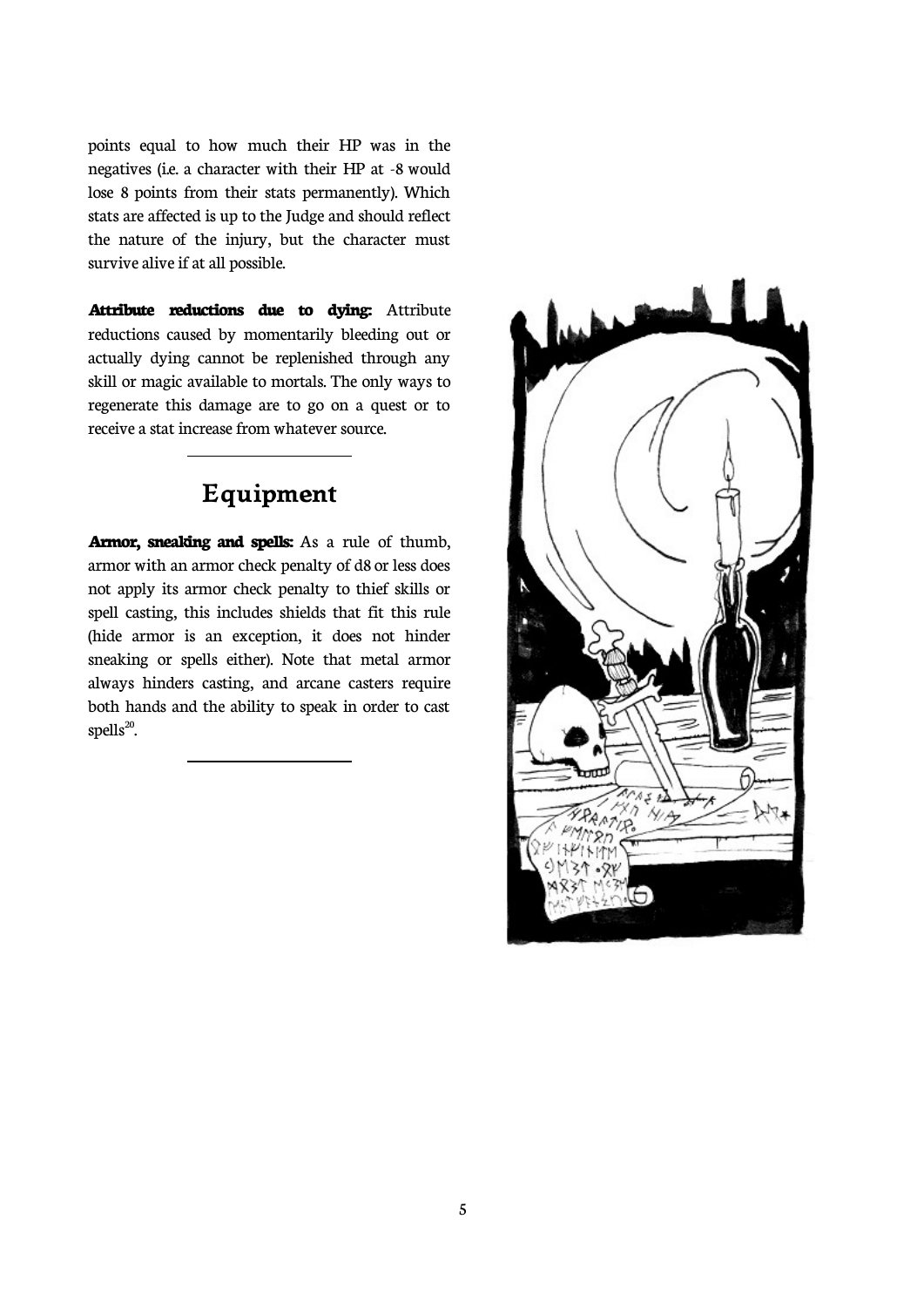points equal to how much their HP was in the negatives (i.e. a character with their HP at -8 would lose 8 points from their stats permanently). Which stats are affected is up to the Judge and should reflect the nature of the injury, but the character must survive alive if at all possible.

**Attribute reductions due to dying:** Attribute reductions caused by momentarily bleeding out or actually dying cannot be replenished through any skill or magic available to mortals. The only ways to regenerate this damage are to go on a quest or to receive a stat increase from whatever source.

## Equipment

**Armor, sneaking and spells:** As a rule of thumb, armor with an armor check penalty of d8 or less does not apply its armor check penalty to thief skills or spell casting, this includes shields that fit this rule (hide armor is an exception, it does not hinder sneaking or spells either). Note that metal armor always hinders casting, and arcane casters require both hands and the ability to speak in order to cast spells[20].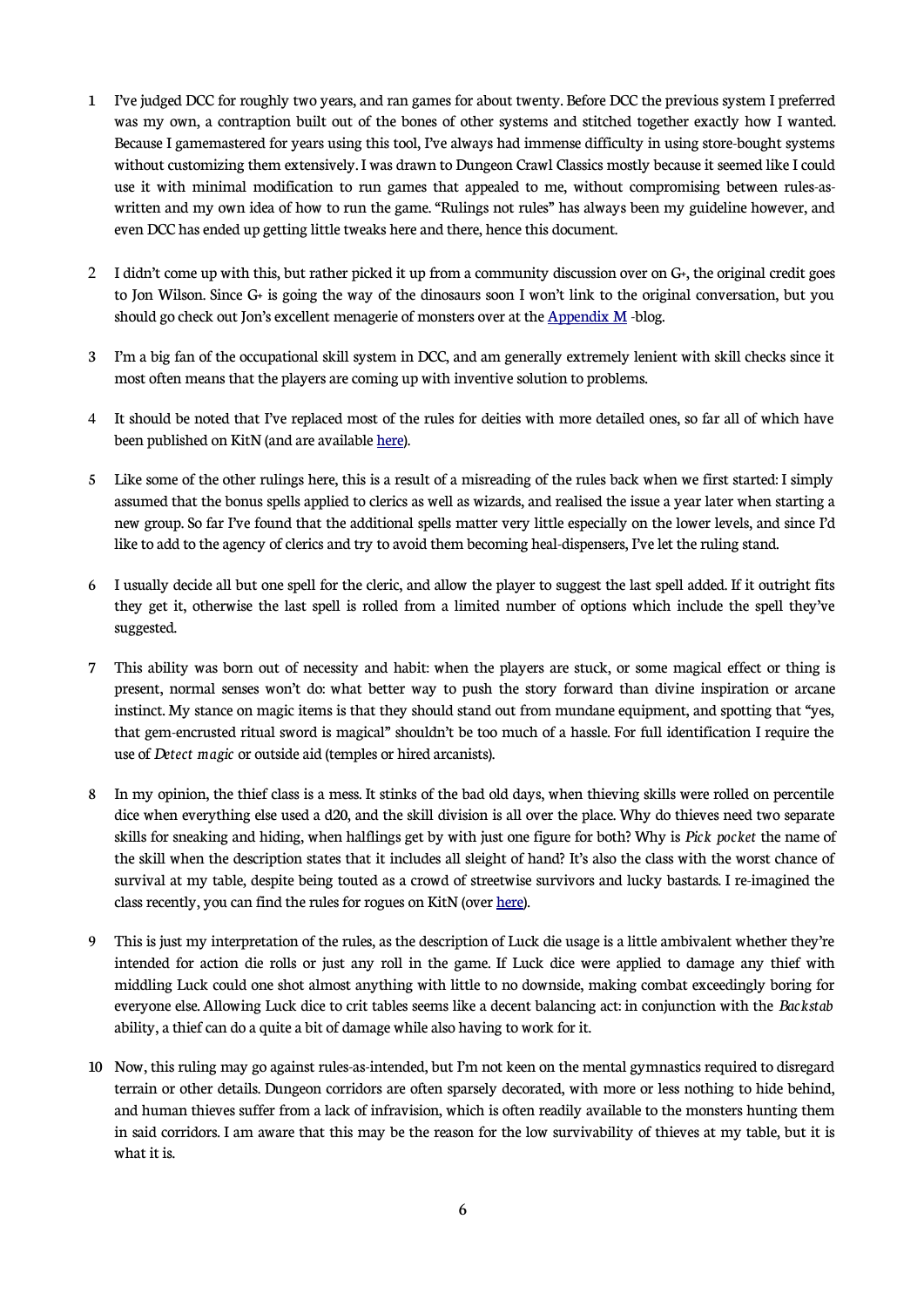1 I've judged DCC for roughly two years, and ran games for about twenty. Before DCC the previous system I preferred was my own, a contraption built out of the bones of other systems and stitched together exactly how I wanted. Because I gamemastered for years using this tool, I've always had immense difficulty in using store-bought systems without customizing them extensively. I was drawn to Dungeon Crawl Classics mostly because it seemed like I could use it with minimal modification to run games that appealed to me, without compromising between rules-as-written and my own idea of how to run the game. "Rulings not rules" has always been my guideline however, and even DCC has ended up getting little tweaks here and there, hence this document.

2 I didn't come up with this, but rather picked it up from a community discussion over on G+, the original credit goes to Jon Wilson. Since G+ is going the way of the dinosaurs soon I won't link to the original conversation, but you should go check out Jon's excellent menagerie of monsters over at the Appendix M -blog.

3 I'm a big fan of the occupational skill system in DCC, and am generally extremely lenient with skill checks since it most often means that the players are coming up with inventive solution to problems.

4 It should be noted that I've replaced most of the rules for deities with more detailed ones, so far all of which have been published on KitN (and are available here).

5 Like some of the other rulings here, this is a result of a misreading of the rules back when we first started: I simply assumed that the bonus spells applied to clerics as well as wizards, and realised the issue a year later when starting a new group. So far I've found that the additional spells matter very little especially on the lower levels, and since I'd like to add to the agency of clerics and try to avoid them becoming heal-dispensers, I've let the ruling stand.

6 I usually decide all but one spell for the cleric, and allow the player to suggest the last spell added. If it outright fits they get it, otherwise the last spell is rolled from a limited number of options which include the spell they've suggested.

7 This ability was born out of necessity and habit: when the players are stuck, or some magical effect or thing is present, normal senses won't do: what better way to push the story forward than divine inspiration or arcane instinct. My stance on magic items is that they should stand out from mundane equipment, and spotting that "yes, that gem-encrusted ritual sword is magical" shouldn't be too much of a hassle. For full identification I require the use of *Detect magic* or outside aid (temples or hired arcanists).

8 In my opinion, the thief class is a mess. It stinks of the bad old days, when thieving skills were rolled on percentile dice when everything else used a d20, and the skill division is all over the place. Why do thieves need two separate skills for sneaking and hiding, when halflings get by with just one figure for both? Why is *Pick pocket* the name of the skill when the description states that it includes all sleight of hand? It's also the class with the worst chance of survival at my table, despite being touted as a crowd of streetwise survivors and lucky bastards. I re-imagined the class recently, you can find the rules for rogues on KitN (over here).

9 This is just my interpretation of the rules, as the description of Luck die usage is a little ambivalent whether they're intended for action die rolls or just any roll in the game. If Luck dice were applied to damage any thief with middling Luck could one shot almost anything with little to no downside, making combat exceedingly boring for everyone else. Allowing Luck dice to crit tables seems like a decent balancing act: in conjunction with the *Backstab* ability, a thief can do a quite a bit of damage while also having to work for it.

10 Now, this ruling may go against rules-as-intended, but I'm not keen on the mental gymnastics required to disregard terrain or other details. Dungeon corridors are often sparsely decorated, with more or less nothing to hide behind, and human thieves suffer from a lack of infravision, which is often readily available to the monsters hunting them in said corridors. I am aware that this may be the reason for the low survivability of thieves at my table, but it is what it is.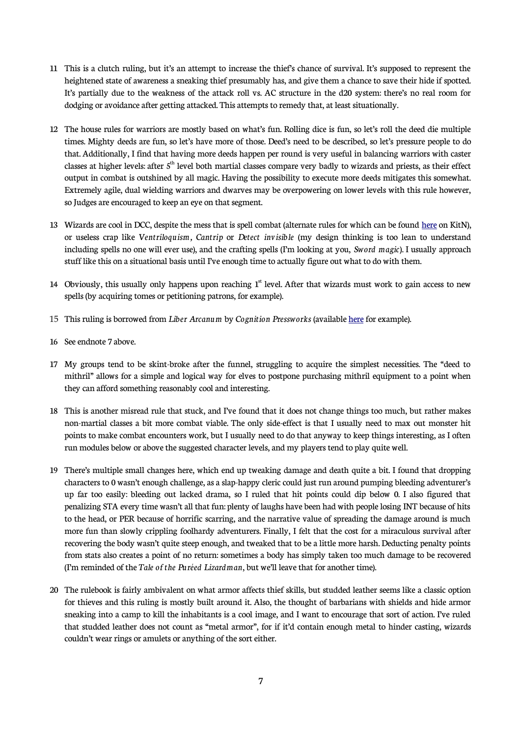11 This is a clutch ruling, but it's an attempt to increase the thief's chance of survival. It's supposed to represent the heightened state of awareness a sneaking thief presumably has, and give them a chance to save their hide if spotted. It's partially due to the weakness of the attack roll vs. AC structure in the d20 system: there's no real room for dodging or avoidance after getting attacked. This attempts to remedy that, at least situationally.

12 The house rules for warriors are mostly based on what's fun. Rolling dice is fun, so let's roll the deed die multiple times. Mighty deeds are fun, so let's have more of those. Deed's need to be described, so let's pressure people to do that. Additionally, I find that having more deeds happen per round is very useful in balancing warriors with caster classes at higher levels: after 5th level both martial classes compare very badly to wizards and priests, as their effect output in combat is outshined by all magic. Having the possibility to execute more deeds mitigates this somewhat. Extremely agile, dual wielding warriors and dwarves may be overpowering on lower levels with this rule however, so Judges are encouraged to keep an eye on that segment.

13 Wizards are cool in DCC, despite the mess that is spell combat (alternate rules for which can be found here on KitN), or useless crap like *Ventriloquism*, *Cantrip* or *Detect invisible* (my design thinking is too lean to understand including spells no one will ever use), and the crafting spells (I'm looking at you, *Sword magic*). I usually approach stuff like this on a situational basis until I've enough time to actually figure out what to do with them.

14 Obviously, this usually only happens upon reaching 1st level. After that wizards must work to gain access to new spells (by acquiring tomes or petitioning patrons, for example).

15 This ruling is borrowed from *Liber Arcanum* by *Cognition Pressworks* (available here for example).

16 See endnote 7 above.

17 My groups tend to be skint-broke after the funnel, struggling to acquire the simplest necessities. The "deed to mithril" allows for a simple and logical way for elves to postpone purchasing mithril equipment to a point when they can afford something reasonably cool and interesting.

18 This is another misread rule that stuck, and I've found that it does not change things too much, but rather makes non-martial classes a bit more combat viable. The only side-effect is that I usually need to max out monster hit points to make combat encounters work, but I usually need to do that anyway to keep things interesting, as I often run modules below or above the suggested character levels, and my players tend to play quite well.

19 There's multiple small changes here, which end up tweaking damage and death quite a bit. I found that dropping characters to 0 wasn't enough challenge, as a slap-happy cleric could just run around pumping bleeding adventurer's up far too easily: bleeding out lacked drama, so I ruled that hit points could dip below 0. I also figured that penalizing STA every time wasn't all that fun: plenty of laughs have been had with people losing INT because of hits to the head, or PER because of horrific scarring, and the narrative value of spreading the damage around is much more fun than slowly crippling foolhardy adventurers. Finally, I felt that the cost for a miraculous survival after recovering the body wasn't quite steep enough, and tweaked that to be a little more harsh. Deducting penalty points from stats also creates a point of no return: sometimes a body has simply taken too much damage to be recovered (I'm reminded of the *Tale of the Puréed Lizardman*, but we'll leave that for another time).

20 The rulebook is fairly ambivalent on what armor affects thief skills, but studded leather seems like a classic option for thieves and this ruling is mostly built around it. Also, the thought of barbarians with shields and hide armor sneaking into a camp to kill the inhabitants is a cool image, and I want to encourage that sort of action. I've ruled that studded leather does not count as "metal armor", for if it'd contain enough metal to hinder casting, wizards couldn't wear rings or amulets or anything of the sort either.